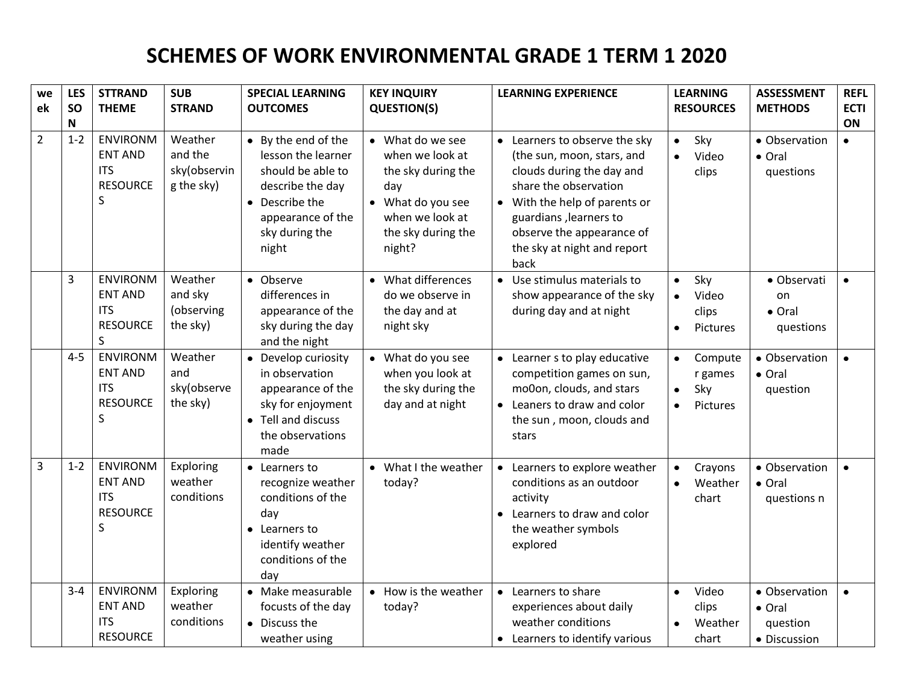# SCHEMES OF WORK ENVIRONMENTAL GRADE 1 TERM 1 2020

| week | LESSON | STTRAND THEME | SUB STRAND | SPECIAL LEARNING OUTCOMES | KEY INQUIRY QUESTION(S) | LEARNING EXPERIENCE | LEARNING RESOURCES | ASSESSMENT METHODS | REFLECTION |
|---|---|---|---|---|---|---|---|---|---|
| 2 | 1-2 | ENVIRONMENT AND ITS RESOURCES | Weather and the sky(observing the sky) | • By the end of the lesson the learner should be able to describe the day<br>• Describe the appearance of the sky during the night | • What do we see when we look at the sky during the day<br>• What do you see when we look at the sky during the night? | • Learners to observe the sky (the sun, moon, stars, and clouds during the day and share the observation<br>• With the help of parents or guardians ,learners to observe the appearance of the sky at night and report back | • Sky<br>• Video clips | • Observation<br>• Oral questions | • |
| | 3 | ENVIRONMENT AND ITS RESOURCES | Weather and sky (observing the sky) | • Observe differences in appearance of the sky during the day and the night | • What differences do we observe in the day and at night sky | • Use stimulus materials to show appearance of the sky during day and at night | • Sky<br>• Video clips<br>• Pictures | • Observation<br>• Oral questions | • |
| | 4-5 | ENVIRONMENT AND ITS RESOURCES | Weather and sky(observe the sky) | • Develop curiosity in observation appearance of the sky for enjoyment<br>• Tell and discuss the observations made | • What do you see when you look at the sky during the day and at night | • Learner s to play educative competition games on sun, mo0on, clouds, and stars<br>• Leaners to draw and color the sun , moon, clouds and stars | • Computer games<br>• Sky<br>• Pictures | • Observation<br>• Oral question | • |
| 3 | 1-2 | ENVIRONMENT AND ITS RESOURCES | Exploring weather conditions | • Learners to recognize weather conditions of the day<br>• Learners to identify weather conditions of the day | • What I the weather today? | • Learners to explore weather conditions as an outdoor activity<br>• Learners to draw and color the weather symbols explored | • Crayons<br>• Weather chart | • Observation<br>• Oral questions n | • |
| | 3-4 | ENVIRONMENT AND ITS RESOURCE | Exploring weather conditions | • Make measurable focusts of the day<br>• Discuss the weather using | • How is the weather today? | • Learners to share experiences about daily weather conditions<br>• Learners to identify various | • Video clips<br>• Weather chart | • Observation<br>• Oral question<br>• Discussion | • |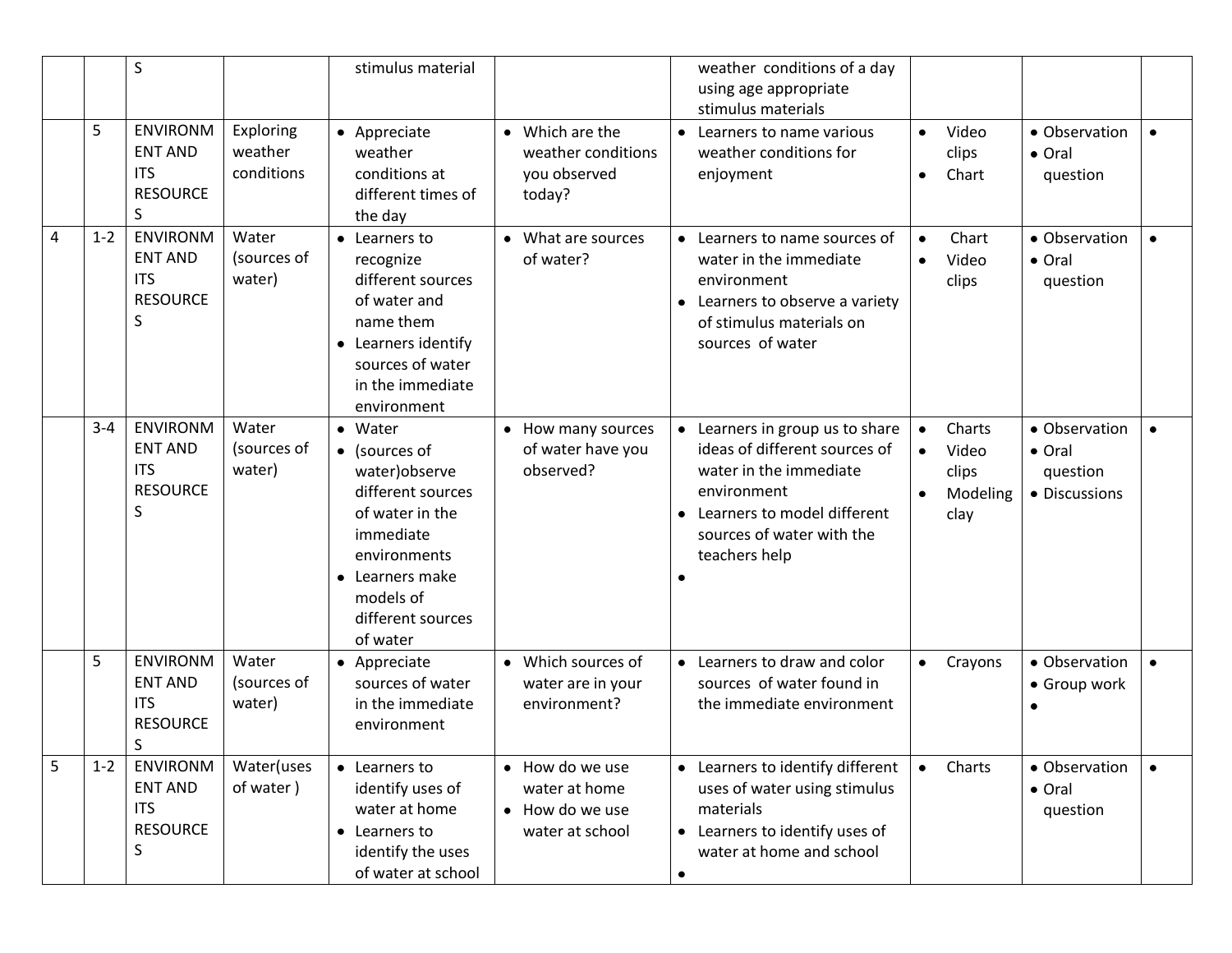| | | S | | stimulus material | | weather conditions of a day using age appropriate stimulus materials | | | |
|---|---|---|---|---|---|---|---|---|---|
| | 5 | ENVIRONMENT AND ITS RESOURCES | Exploring weather conditions | • Appreciate weather conditions at different times of the day | • Which are the weather conditions you observed today? | • Learners to name various weather conditions for enjoyment | • Video clips<br>• Chart | • Observation<br>• Oral question | • |
| 4 | 1-2 | ENVIRONMENT AND ITS RESOURCES | Water (sources of water) | • Learners to recognize different sources of water and name them<br>• Learners identify sources of water in the immediate environment | • What are sources of water? | • Learners to name sources of water in the immediate environment<br>• Learners to observe a variety of stimulus materials on sources of water | • Chart<br>• Video clips | • Observation<br>• Oral question | • |
| | 3-4 | ENVIRONMENT AND ITS RESOURCES | Water (sources of water) | • Water<br>• (sources of water)observe different sources of water in the immediate environments<br>• Learners make models of different sources of water | • How many sources of water have you observed? | • Learners in group us to share ideas of different sources of water in the immediate environment<br>• Learners to model different sources of water with the teachers help<br>• | • Charts<br>• Video clips<br>• Modeling clay | • Observation<br>• Oral question<br>• Discussions | • |
| | 5 | ENVIRONMENT AND ITS RESOURCES | Water (sources of water) | • Appreciate sources of water in the immediate environment | • Which sources of water are in your environment? | • Learners to draw and color sources of water found in the immediate environment | • Crayons | • Observation<br>• Group work<br>• | • |
| 5 | 1-2 | ENVIRONMENT AND ITS RESOURCES | Water(uses of water ) | • Learners to identify uses of water at home<br>• Learners to identify the uses of water at school | • How do we use water at home<br>• How do we use water at school | • Learners to identify different uses of water using stimulus materials<br>• Learners to identify uses of water at home and school<br>• | • Charts | • Observation<br>• Oral question | • |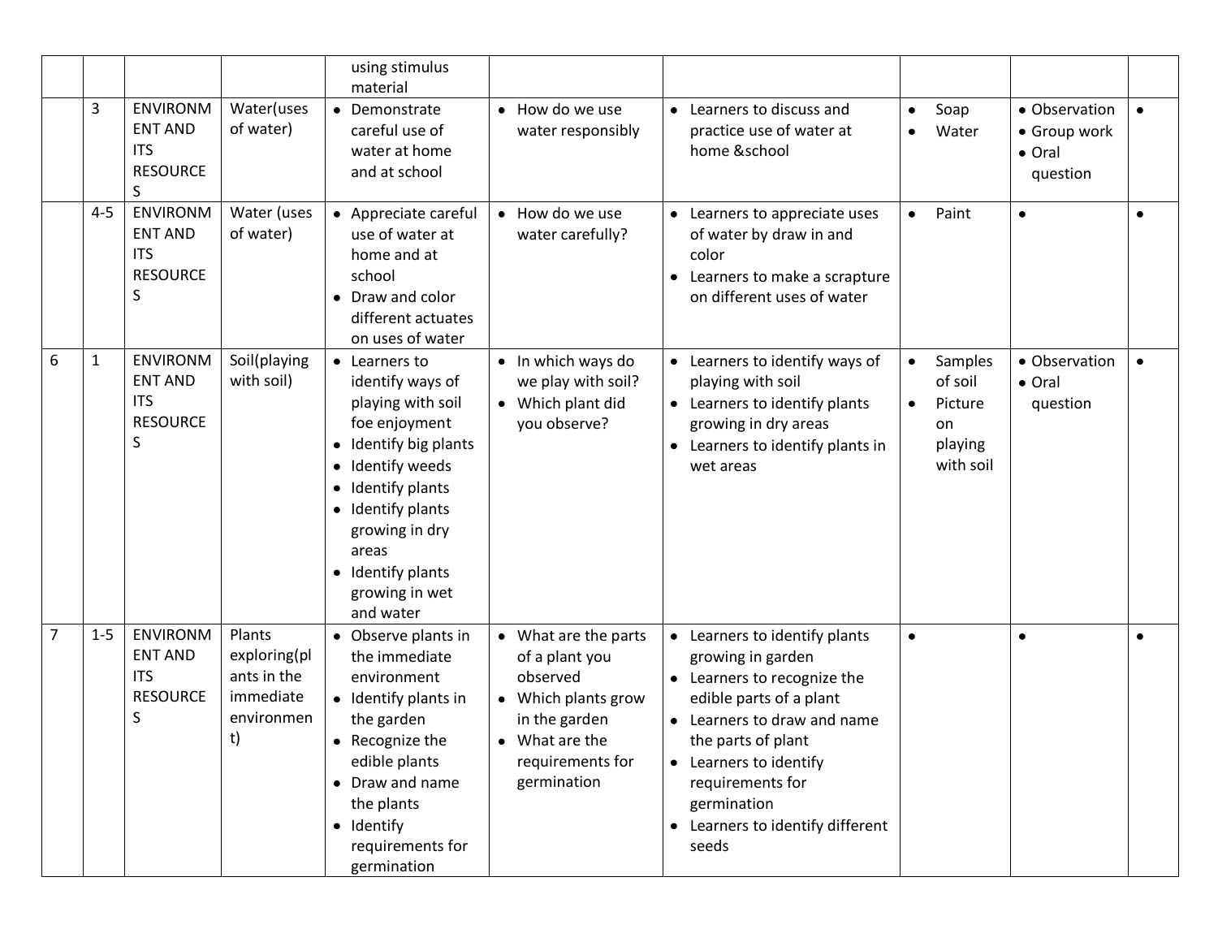|  |  |  |  | using stimulus material |  |  |  |  |  |
|---|---|---|---|---|---|---|---|---|---|
|  | 3 | ENVIRONMENT AND ITS RESOURCES | Water(uses of water) | • Demonstrate careful use of water at home and at school | • How do we use water responsibly | • Learners to discuss and practice use of water at home &school | • Soap<br>• Water | • Observation<br>• Group work<br>• Oral question | • |
|  | 4-5 | ENVIRONMENT AND ITS RESOURCES | Water (uses of water) | • Appreciate careful use of water at home and at school<br>• Draw and color different actuates on uses of water | • How do we use water carefully? | • Learners to appreciate uses of water by draw in and color<br>• Learners to make a scrapture on different uses of water | • Paint | • | • |
| 6 | 1 | ENVIRONMENT AND ITS RESOURCES | Soil(playing with soil) | • Learners to identify ways of playing with soil foe enjoyment<br>• Identify big plants<br>• Identify weeds<br>• Identify plants<br>• Identify plants growing in dry areas<br>• Identify plants growing in wet and water | • In which ways do we play with soil?<br>• Which plant did you observe? | • Learners to identify ways of playing with soil<br>• Learners to identify plants growing in dry areas<br>• Learners to identify plants in wet areas | • Samples of soil<br>• Picture on playing with soil | • Observation<br>• Oral question | • |
| 7 | 1-5 | ENVIRONMENT AND ITS RESOURCES | Plants exploring(plants in the immediate environment) | • Observe plants in the immediate environment<br>• Identify plants in the garden<br>• Recognize the edible plants<br>• Draw and name the plants<br>• Identify requirements for germination | • What are the parts of a plant you observed<br>• Which plants grow in the garden<br>• What are the requirements for germination | • Learners to identify plants growing in garden<br>• Learners to recognize the edible parts of a plant<br>• Learners to draw and name the parts of plant<br>• Learners to identify requirements for germination<br>• Learners to identify different seeds | • | • | • |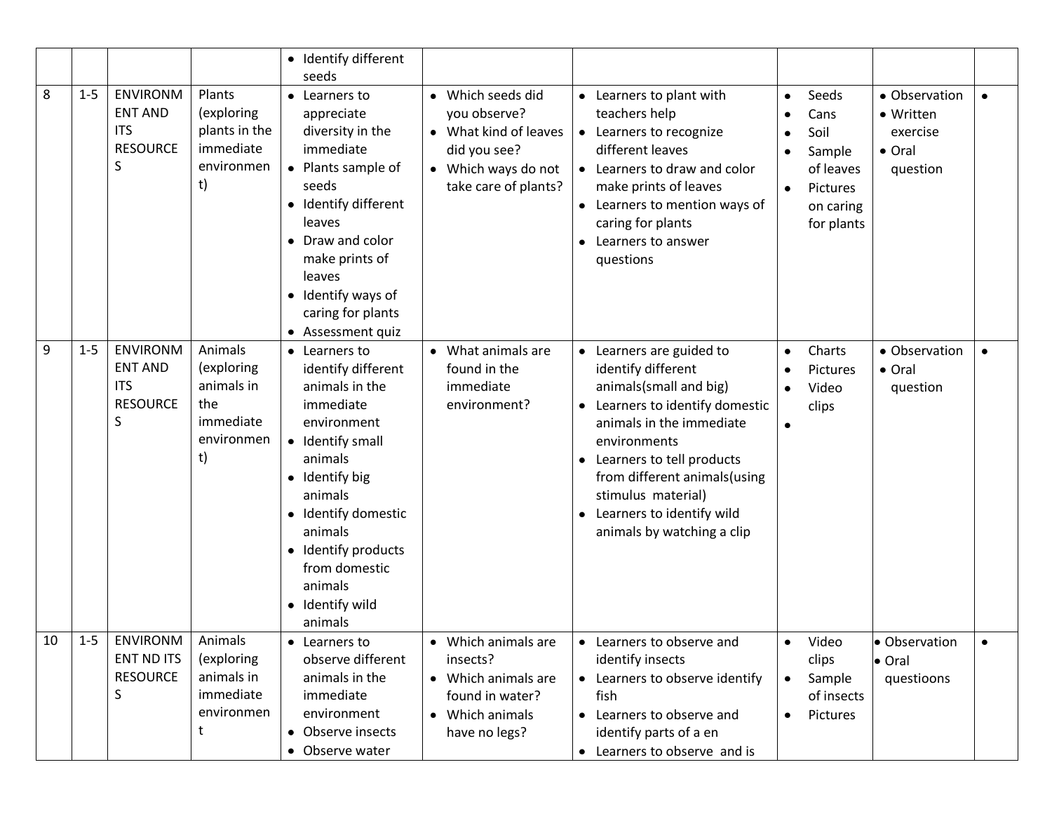| | | | | • Identify different seeds | | | | | |
|---|---|---|---|---|---|---|---|---|---|
| 8 | 1-5 | ENVIRONMENT AND ITS RESOURCES | Plants (exploring plants in the immediate environment) | • Learners to appreciate diversity in the immediate<br>• Plants sample of seeds<br>• Identify different leaves<br>• Draw and color make prints of leaves<br>• Identify ways of caring for plants<br>• Assessment quiz | • Which seeds did you observe?<br>• What kind of leaves did you see?<br>• Which ways do not take care of plants? | • Learners to plant with teachers help<br>• Learners to recognize different leaves<br>• Learners to draw and color make prints of leaves<br>• Learners to mention ways of caring for plants<br>• Learners to answer questions | • Seeds<br>• Cans<br>• Soil<br>• Sample of leaves<br>• Pictures on caring for plants | • Observation<br>• Written exercise<br>• Oral question | • |
| 9 | 1-5 | ENVIRONMENT AND ITS RESOURCES | Animals (exploring animals in the immediate environment) | • Learners to identify different animals in the immediate environment<br>• Identify small animals<br>• Identify big animals<br>• Identify domestic animals<br>• Identify products from domestic animals<br>• Identify wild animals | • What animals are found in the immediate environment? | • Learners are guided to identify different animals(small and big)<br>• Learners to identify domestic animals in the immediate environments<br>• Learners to tell products from different animals(using stimulus material)<br>• Learners to identify wild animals by watching a clip | • Charts<br>• Pictures<br>• Video clips<br>• | • Observation<br>• Oral question | • |
| 10 | 1-5 | ENVIRONMENT ND ITS RESOURCES | Animals (exploring animals in immediate environment | • Learners to observe different animals in the immediate environment<br>• Observe insects<br>• Observe water | • Which animals are insects?<br>• Which animals are found in water?<br>• Which animals have no legs? | • Learners to observe and identify insects<br>• Learners to observe identify fish<br>• Learners to observe and identify parts of a en<br>• Learners to observe and is | • Video clips<br>• Sample of insects<br>• Pictures | • Observation<br>• Oral questioons | • |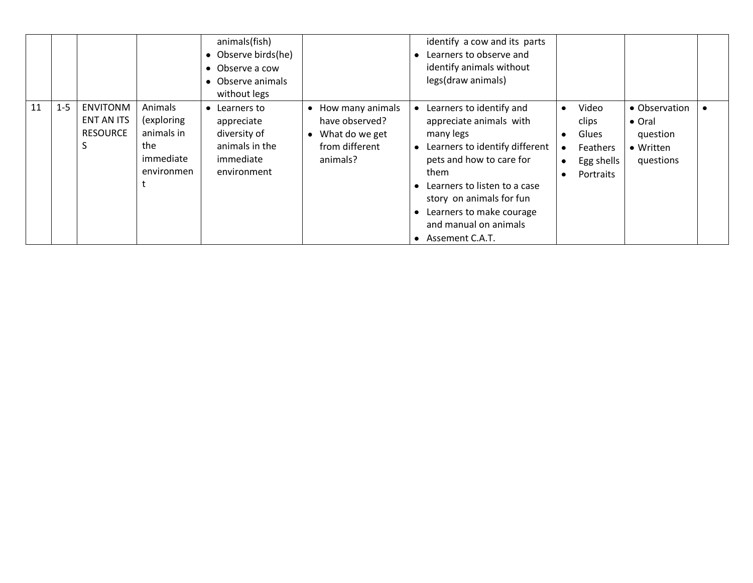| | | | | | | | | | |
|---|---|---|---|---|---|---|---|---|---|
| | | | | animals(fish)<br>• Observe birds(he)<br>• Observe a cow<br>• Observe animals without legs | | identify a cow and its parts<br>• Learners to observe and identify animals without legs(draw animals) | | | |
| 11 | 1-5 | ENVITONMENT AN ITS RESOURCES | Animals (exploring animals in the immediate environment | • Learners to appreciate diversity of animals in the immediate environment | • How many animals have observed?<br>• What do we get from different animals? | • Learners to identify and appreciate animals with many legs<br>• Learners to identify different pets and how to care for them<br>• Learners to listen to a case story on animals for fun<br>• Learners to make courage and manual on animals<br>• Assement C.A.T. | • Video clips<br>• Glues<br>• Feathers<br>• Egg shells<br>• Portraits | • Observation<br>• Oral question<br>• Written questions | • |